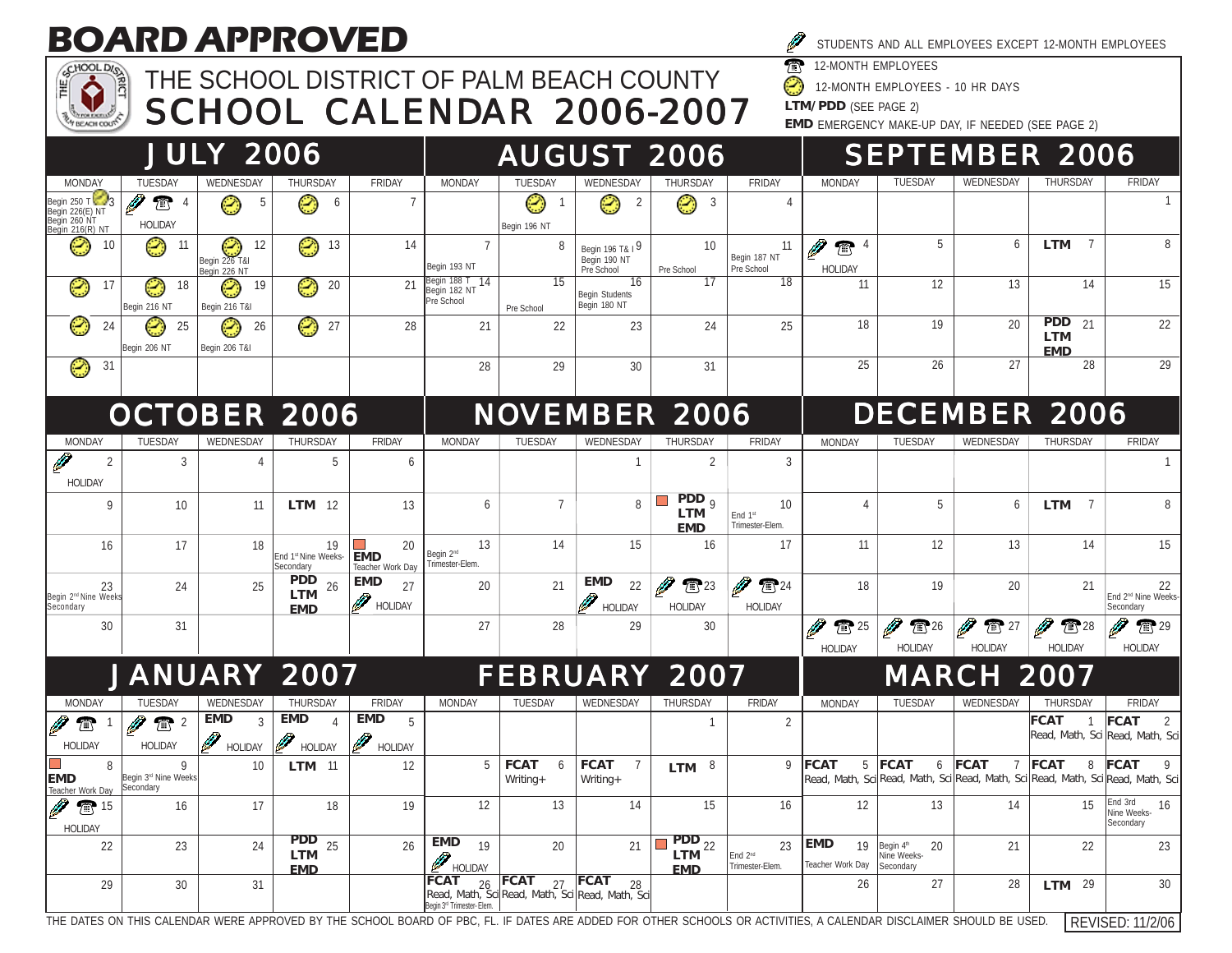# BOARD APPROVED

## THE SCHOOL DISTRICT OF PALM BEACH COUNTY
## SCHOOL CALENDAR 2006-2007

**Legend:**
- (pencil) STUDENTS AND ALL EMPLOYEES EXCEPT 12-MONTH EMPLOYEES
- (phone) 12-MONTH EMPLOYEES
- (clock) 12-MONTH EMPLOYEES - 10 HR DAYS
- **LTM/PDD** (SEE PAGE 2)
- **EMD** EMERGENCY MAKE-UP DAY, IF NEEDED (SEE PAGE 2)

### JULY 2006

| MONDAY | TUESDAY | WEDNESDAY | THURSDAY | FRIDAY |
|---|---|---|---|---|
| 3 (clock) Begin 250 T, Begin 226(E) NT, Begin 260 NT, Begin 216(R) NT | 4 (pencil)(phone) HOLIDAY | 5 (clock) | 6 (clock) | 7 |
| 10 (clock) | 11 (clock) | 12 (clock) Begin 226 T&I, Begin 226 NT | 13 (clock) | 14 |
| 17 (clock) | 18 (clock) Begin 216 NT | 19 (clock) Begin 216 T&I | 20 (clock) | 21 |
| 24 (clock) | 25 (clock) Begin 206 NT | 26 (clock) Begin 206 T&I | 27 (clock) | 28 |
| 31 (clock) | | | | |

### AUGUST 2006

| MONDAY | TUESDAY | WEDNESDAY | THURSDAY | FRIDAY |
|---|---|---|---|---|
| | 1 (clock) Begin 196 NT | 2 (clock) | 3 (clock) | 4 |
| 7 Begin 193 NT | 8 | 9 Begin 196 T&I, Begin 190 NT, Pre School | 10 Pre School | 11 Begin 187 NT, Pre School |
| 14 Begin 188 T, Begin 182 NT, Pre School | 15 Pre School | 16 Begin Students, Begin 180 NT | 17 | 18 |
| 21 | 22 | 23 | 24 | 25 |
| 28 | 29 | 30 | 31 | |

### SEPTEMBER 2006

| MONDAY | TUESDAY | WEDNESDAY | THURSDAY | FRIDAY |
|---|---|---|---|---|
| | | | | 1 |
| 4 (pencil)(phone) HOLIDAY | 5 | 6 | 7 **LTM** | 8 |
| 11 | 12 | 13 | 14 | 15 |
| 18 | 19 | 20 | 21 **PDD LTM EMD** | 22 |
| 25 | 26 | 27 | 28 | 29 |

### OCTOBER 2006

| MONDAY | TUESDAY | WEDNESDAY | THURSDAY | FRIDAY |
|---|---|---|---|---|
| 2 (pencil) HOLIDAY | 3 | 4 | 5 | 6 |
| 9 | 10 | 11 | 12 **LTM** | 13 |
| 16 | 17 | 18 | 19 End 1st Nine Weeks-Secondary | 20 **EMD** Teacher Work Day |
| 23 Begin 2nd Nine Weeks Secondary | 24 | 25 | 26 **PDD LTM EMD** | 27 **EMD** (pencil) HOLIDAY |
| 30 | 31 | | | |

### NOVEMBER 2006

| MONDAY | TUESDAY | WEDNESDAY | THURSDAY | FRIDAY |
|---|---|---|---|---|
| | | 1 | 2 | 3 |
| 6 | 7 | 8 | 9 **PDD LTM EMD** | 10 End 1st Trimester-Elem. |
| 13 Begin 2nd Trimester-Elem. | 14 | 15 | 16 | 17 |
| 20 | 21 | 22 **EMD** (pencil) HOLIDAY | 23 (pencil)(phone) HOLIDAY | 24 (pencil)(phone) HOLIDAY |
| 27 | 28 | 29 | 30 | |

### DECEMBER 2006

| MONDAY | TUESDAY | WEDNESDAY | THURSDAY | FRIDAY |
|---|---|---|---|---|
| | | | | 1 |
| 4 | 5 | 6 | 7 **LTM** | 8 |
| 11 | 12 | 13 | 14 | 15 |
| 18 | 19 | 20 | 21 | 22 End 2nd Nine Weeks-Secondary |
| 25 (pencil)(phone) HOLIDAY | 26 (pencil)(phone) HOLIDAY | 27 (pencil)(phone) HOLIDAY | 28 (pencil)(phone) HOLIDAY | 29 (pencil)(phone) HOLIDAY |

### JANUARY 2007

| MONDAY | TUESDAY | WEDNESDAY | THURSDAY | FRIDAY |
|---|---|---|---|---|
| 1 (pencil)(phone) HOLIDAY | 2 (pencil)(phone) HOLIDAY | 3 **EMD** (pencil) HOLIDAY | 4 **EMD** (pencil) HOLIDAY | 5 **EMD** (pencil) HOLIDAY |
| 8 **EMD** Teacher Work Day | 9 Begin 3rd Nine Weeks Secondary | 10 | 11 **LTM** | 12 |
| 15 (pencil)(phone) HOLIDAY | 16 | 17 | 18 | 19 |
| 22 | 23 | 24 | 25 **PDD LTM EMD** | 26 |
| 29 | 30 | 31 | | |

### FEBRUARY 2007

| MONDAY | TUESDAY | WEDNESDAY | THURSDAY | FRIDAY |
|---|---|---|---|---|
| | | | 1 | 2 |
| 5 | 6 **FCAT** Writing+ | 7 **FCAT** Writing+ | 8 **LTM** | 9 |
| 12 | 13 | 14 | 15 | 16 |
| 19 **EMD** (pencil) HOLIDAY | 20 | 21 | 22 **PDD LTM EMD** | 23 End 2nd Trimester-Elem. |
| 26 **FCAT** Read, Math, Sci; Begin 3rd Trimester-Elem. | 27 **FCAT** Read, Math, Sci | 28 **FCAT** Read, Math, Sci | | |

### MARCH 2007

| MONDAY | TUESDAY | WEDNESDAY | THURSDAY | FRIDAY |
|---|---|---|---|---|
| | | | 1 **FCAT** Read, Math, Sci | 2 **FCAT** Read, Math, Sci |
| 5 **FCAT** Read, Math, Sci | 6 **FCAT** Read, Math, Sci | 7 **FCAT** Read, Math, Sci | 8 **FCAT** Read, Math, Sci | 9 **FCAT** Read, Math, Sci |
| 12 | 13 | 14 | 15 | 16 End 3rd Nine Weeks-Secondary |
| 19 **EMD** Teacher Work Day | 20 Begin 4th Nine Weeks-Secondary | 21 | 22 | 23 |
| 26 | 27 | 28 | 29 **LTM** | 30 |

THE DATES ON THIS CALENDAR WERE APPROVED BY THE SCHOOL BOARD OF PBC, FL. IF DATES ARE ADDED FOR OTHER SCHOOLS OR ACTIVITIES, A CALENDAR DISCLAIMER SHOULD BE USED.

REVISED: 11/2/06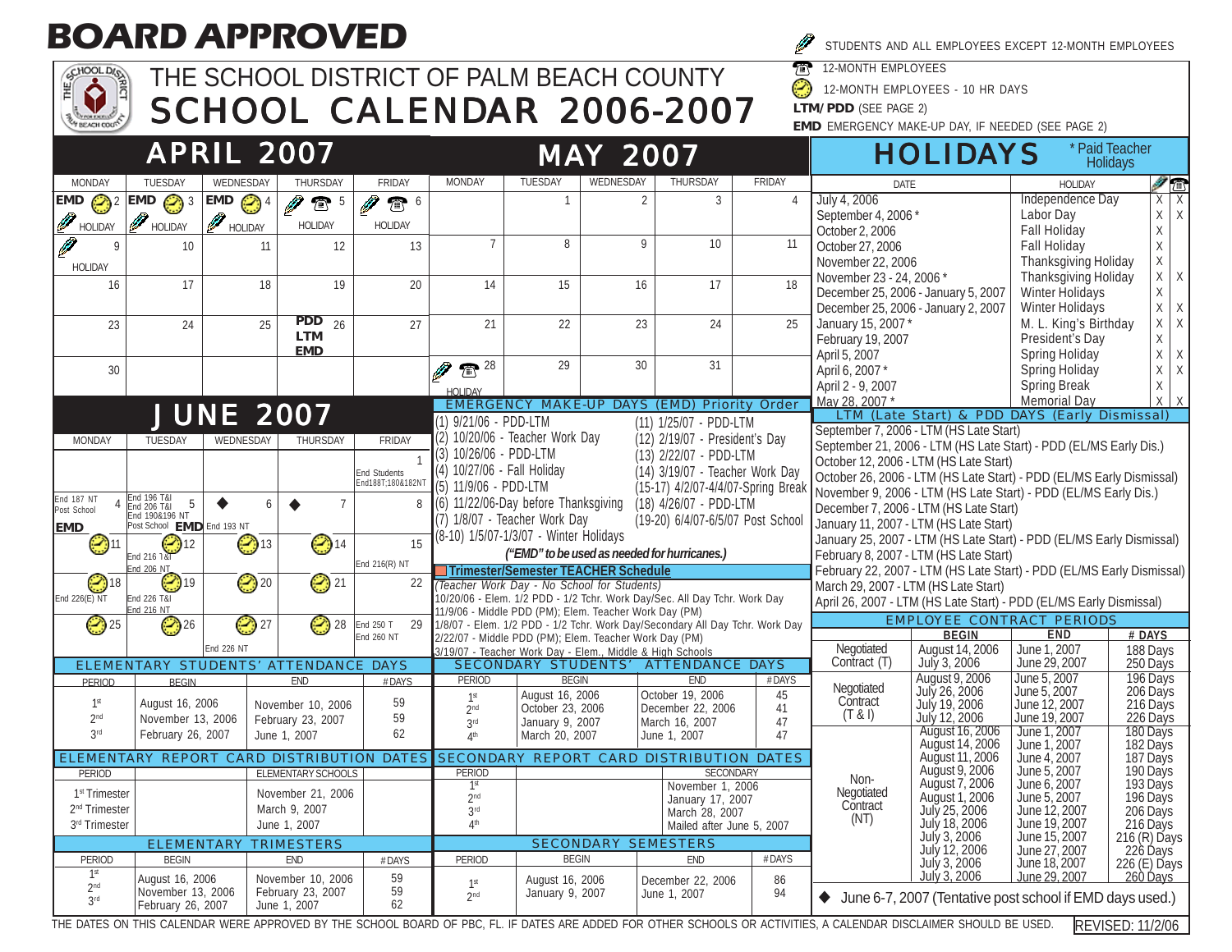# BOARD APPROVED

## THE SCHOOL DISTRICT OF PALM BEACH COUNTY
## SCHOOL CALENDAR 2006-2007

Legend:
- (pencil) STUDENTS AND ALL EMPLOYEES EXCEPT 12-MONTH EMPLOYEES
- (telephone) 12-MONTH EMPLOYEES
- (clock) 12-MONTH EMPLOYEES - 10 HR DAYS
- **LTM/PDD** (SEE PAGE 2)
- **EMD** EMERGENCY MAKE-UP DAY, IF NEEDED (SEE PAGE 2)

## APRIL 2007

| MONDAY | TUESDAY | WEDNESDAY | THURSDAY | FRIDAY |
|---|---|---|---|---|
| **EMD** (clock) 2 (pencil) HOLIDAY | **EMD** (clock) 3 (pencil) HOLIDAY | **EMD** (clock) 4 (pencil) HOLIDAY | (pencil) (telephone) 5 HOLIDAY | (pencil) (telephone) 6 HOLIDAY |
| (pencil) 9 HOLIDAY | 10 | 11 | 12 | 13 |
| 16 | 17 | 18 | 19 | 20 |
| 23 | 24 | 25 | **PDD LTM EMD** 26 | 27 |
| 30 | | | | |

## MAY 2007

| MONDAY | TUESDAY | WEDNESDAY | THURSDAY | FRIDAY |
|---|---|---|---|---|
| | 1 | 2 | 3 | 4 |
| 7 | 8 | 9 | 10 | 11 |
| 14 | 15 | 16 | 17 | 18 |
| 21 | 22 | 23 | 24 | 25 |
| (pencil) (telephone) 28 HOLIDAY | 29 | 30 | 31 | |

## JUNE 2007

| MONDAY | TUESDAY | WEDNESDAY | THURSDAY | FRIDAY |
|---|---|---|---|---|
| | | | | 1 End Students End188T;180&182NT |
| 4 End 187 NT Post School **EMD** | 5 End 196 T&I End 206 T&I End 190&196 NT Post School **EMD** End 193 NT | ◆ 6 | ◆ 7 | 8 |
| (clock) 11 | (clock) 12 End 216 T&I End 206 NT | (clock) 13 | (clock) 14 | 15 End 216(R) NT |
| (clock) 18 End 226(E) NT | (clock) 19 End 226 T&I End 216 NT | (clock) 20 | (clock) 21 | 22 |
| (clock) 25 | (clock) 26 | (clock) 27 End 226 NT | (clock) 28 | 29 End 250 T End 260 NT |

## EMERGENCY MAKE-UP DAYS (EMD) Priority Order

(1) 9/21/06 - PDD-LTM
(2) 10/20/06 - Teacher Work Day
(3) 10/26/06 - PDD-LTM
(4) 10/27/06 - Fall Holiday
(5) 11/9/06 - PDD-LTM
(6) 11/22/06-Day before Thanksgiving
(7) 1/8/07 - Teacher Work Day
(8-10) 1/5/07-1/3/07 - Winter Holidays
(11) 1/25/07 - PDD-LTM
(12) 2/19/07 - President's Day
(13) 2/22/07 - PDD-LTM
(14) 3/19/07 - Teacher Work Day
(15-17) 4/2/07-4/4/07-Spring Break
(18) 4/26/07 - PDD-LTM
(19-20) 6/4/07-6/5/07 Post School

*("EMD" to be used as needed for hurricanes.)*

**Trimester/Semester TEACHER Schedule**

*(Teacher Work Day - No School for Students)*
10/20/06 - Elem. 1/2 PDD - 1/2 Tchr. Work Day/Sec. All Day Tchr. Work Day
11/9/06 - Middle PDD (PM); Elem. Teacher Work Day (PM)
1/8/07 - Elem. 1/2 PDD - 1/2 Tchr. Work Day/Secondary All Day Tchr. Work Day
2/22/07 - Middle PDD (PM); Elem. Teacher Work Day (PM)
3/19/07 - Teacher Work Day - Elem., Middle & High Schools

## HOLIDAYS

\* Paid Teacher Holidays

| DATE | HOLIDAY | (pencil) | (telephone) |
|---|---|---|---|
| July 4, 2006 | Independence Day | X | X |
| September 4, 2006 * | Labor Day | X | X |
| October 2, 2006 | Fall Holiday | X | |
| October 27, 2006 | Fall Holiday | X | |
| November 22, 2006 | Thanksgiving Holiday | X | |
| November 23 - 24, 2006 * | Thanksgiving Holiday | X | X |
| December 25, 2006 - January 5, 2007 | Winter Holidays | X | |
| December 25, 2006 - January 2, 2007 | Winter Holidays | X | X |
| January 15, 2007 * | M. L. King's Birthday | X | X |
| February 19, 2007 | President's Day | X | |
| April 5, 2007 | Spring Holiday | X | X |
| April 6, 2007 * | Spring Holiday | X | X |
| April 2 - 9, 2007 | Spring Break | X | |
| May 28, 2007 * | Memorial Day | X | X |

## LTM (Late Start) & PDD DAYS (Early Dismissal)

September 7, 2006 - LTM (HS Late Start)
September 21, 2006 - LTM (HS Late Start) - PDD (EL/MS Early Dis.)
October 12, 2006 - LTM (HS Late Start)
October 26, 2006 - LTM (HS Late Start) - PDD (EL/MS Early Dismissal)
November 9, 2006 - LTM (HS Late Start) - PDD (EL/MS Early Dis.)
December 7, 2006 - LTM (HS Late Start)
January 11, 2007 - LTM (HS Late Start)
January 25, 2007 - LTM (HS Late Start) - PDD (EL/MS Early Dismissal)
February 8, 2007 - LTM (HS Late Start)
February 22, 2007 - LTM (HS Late Start) - PDD (EL/MS Early Dismissal)
March 29, 2007 - LTM (HS Late Start)
April 26, 2007 - LTM (HS Late Start) - PDD (EL/MS Early Dismissal)

## EMPLOYEE CONTRACT PERIODS

| | BEGIN | END | # DAYS |
|---|---|---|---|
| Negotiated Contract (T) | August 14, 2006 | June 1, 2007 | 188 Days |
| | July 3, 2006 | June 29, 2007 | 250 Days |
| Negotiated Contract (T & I) | August 9, 2006 | June 5, 2007 | 196 Days |
| | July 26, 2006 | June 5, 2007 | 206 Days |
| | July 19, 2006 | June 12, 2007 | 216 Days |
| | July 12, 2006 | June 19, 2007 | 226 Days |
| Non-Negotiated Contract (NT) | August 16, 2006 | June 1, 2007 | 180 Days |
| | August 14, 2006 | June 1, 2007 | 182 Days |
| | August 11, 2006 | June 4, 2007 | 187 Days |
| | August 9, 2006 | June 5, 2007 | 190 Days |
| | August 7, 2006 | June 6, 2007 | 193 Days |
| | August 1, 2006 | June 5, 2007 | 196 Days |
| | July 25, 2006 | June 12, 2007 | 206 Days |
| | July 18, 2006 | June 19, 2007 | 216 Days |
| | July 3, 2006 | June 15, 2007 | 216 (R) Days |
| | July 12, 2006 | June 27, 2007 | 226 Days |
| | July 3, 2006 | June 18, 2007 | 226 (E) Days |
| | July 3, 2006 | June 29, 2007 | 260 Days |

◆ June 6-7, 2007 (Tentative post school if EMD days used.)

## ELEMENTARY STUDENTS' ATTENDANCE DAYS

| PERIOD | BEGIN | END | # DAYS |
|---|---|---|---|
| 1st | August 16, 2006 | November 10, 2006 | 59 |
| 2nd | November 13, 2006 | February 23, 2007 | 59 |
| 3rd | February 26, 2007 | June 1, 2007 | 62 |

## ELEMENTARY REPORT CARD DISTRIBUTION DATES

| PERIOD | ELEMENTARY SCHOOLS |
|---|---|
| 1st Trimester | November 21, 2006 |
| 2nd Trimester | March 9, 2007 |
| 3rd Trimester | June 1, 2007 |

## ELEMENTARY TRIMESTERS

| PERIOD | BEGIN | END | # DAYS |
|---|---|---|---|
| 1st | August 16, 2006 | November 10, 2006 | 59 |
| 2nd | November 13, 2006 | February 23, 2007 | 59 |
| 3rd | February 26, 2007 | June 1, 2007 | 62 |

## SECONDARY STUDENTS' ATTENDANCE DAYS

| PERIOD | BEGIN | END | # DAYS |
|---|---|---|---|
| 1st | August 16, 2006 | October 19, 2006 | 45 |
| 2nd | October 23, 2006 | December 22, 2006 | 41 |
| 3rd | January 9, 2007 | March 16, 2007 | 47 |
| 4th | March 20, 2007 | June 1, 2007 | 47 |

## SECONDARY REPORT CARD DISTRIBUTION DATES

| PERIOD | SECONDARY |
|---|---|
| 1st | November 1, 2006 |
| 2nd | January 17, 2007 |
| 3rd | March 28, 2007 |
| 4th | Mailed after June 5, 2007 |

## SECONDARY SEMESTERS

| PERIOD | BEGIN | END | # DAYS |
|---|---|---|---|
| 1st | August 16, 2006 | December 22, 2006 | 86 |
| 2nd | January 9, 2007 | June 1, 2007 | 94 |

THE DATES ON THIS CALENDAR WERE APPROVED BY THE SCHOOL BOARD OF PBC, FL. IF DATES ARE ADDED FOR OTHER SCHOOLS OR ACTIVITIES, A CALENDAR DISCLAIMER SHOULD BE USED.

REVISED: 11/2/06